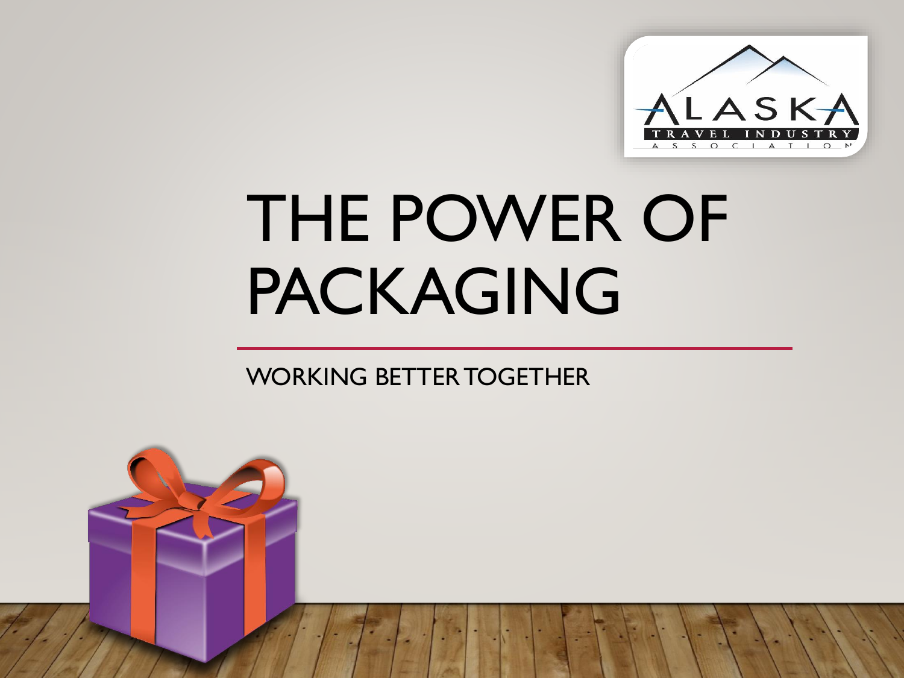# THE POWER OF PACKAGING

WORKING BETTER TOGETHER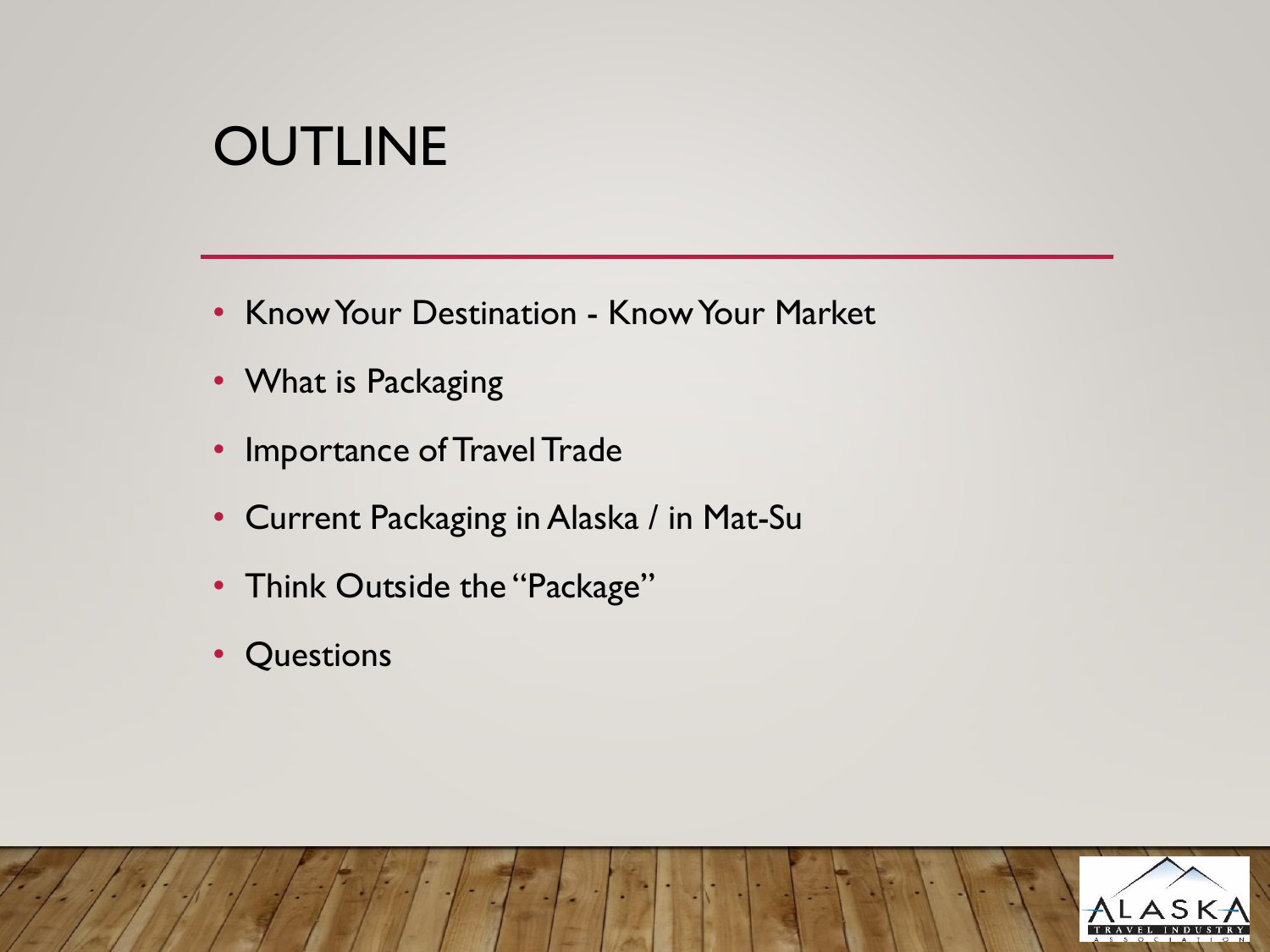# OUTLINE

- Know Your Destination - Know Your Market
- What is Packaging
- Importance of Travel Trade
- Current Packaging in Alaska / in Mat-Su
- Think Outside the "Package"
- Questions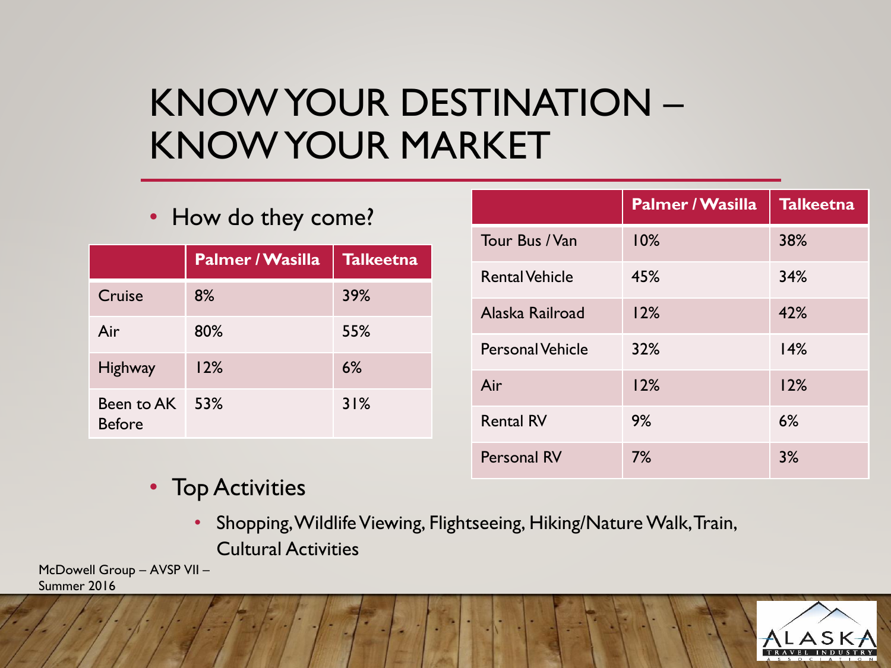# KNOW YOUR DESTINATION – KNOW YOUR MARKET

- How do they come?

| | Palmer / Wasilla | Talkeetna |
|---|---|---|
| Cruise | 8% | 39% |
| Air | 80% | 55% |
| Highway | 12% | 6% |
| Been to AK Before | 53% | 31% |

| | Palmer / Wasilla | Talkeetna |
|---|---|---|
| Tour Bus / Van | 10% | 38% |
| Rental Vehicle | 45% | 34% |
| Alaska Railroad | 12% | 42% |
| Personal Vehicle | 32% | 14% |
| Air | 12% | 12% |
| Rental RV | 9% | 6% |
| Personal RV | 7% | 3% |

- Top Activities
  - Shopping, Wildlife Viewing, Flightseeing, Hiking/Nature Walk, Train, Cultural Activities

McDowell Group – AVSP VII – Summer 2016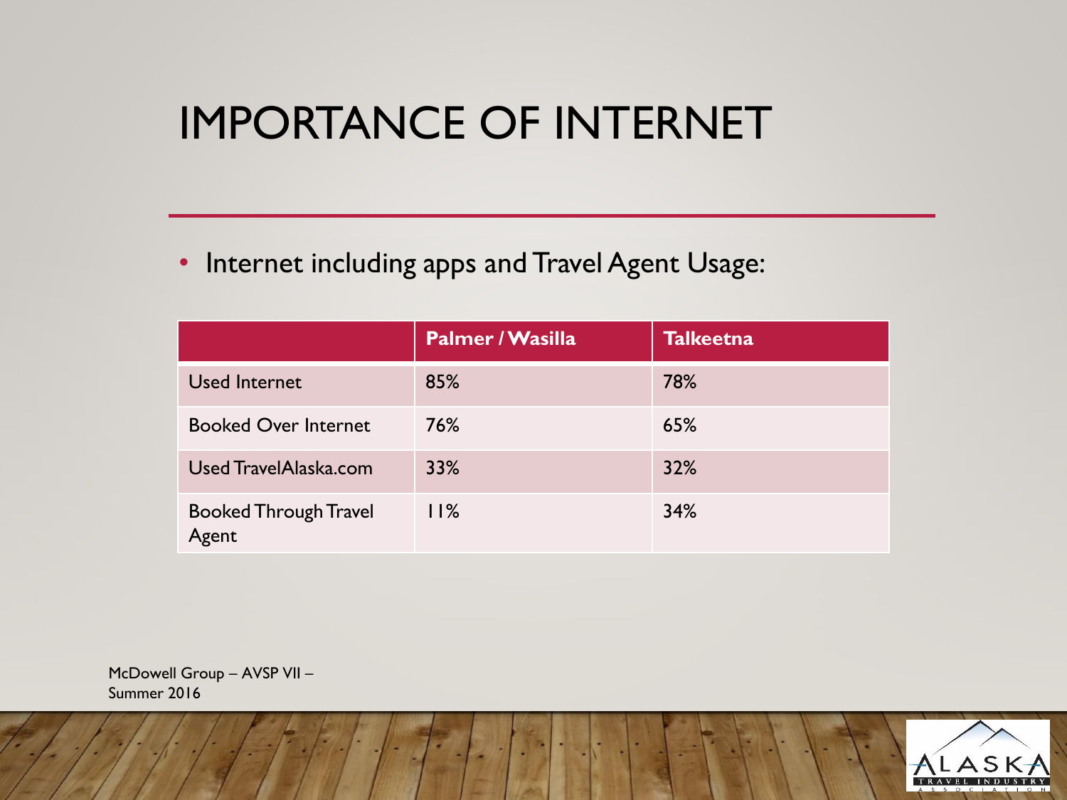# IMPORTANCE OF INTERNET

- Internet including apps and Travel Agent Usage:

| | Palmer / Wasilla | Talkeetna |
|---|---|---|
| Used Internet | 85% | 78% |
| Booked Over Internet | 76% | 65% |
| Used TravelAlaska.com | 33% | 32% |
| Booked Through Travel Agent | 11% | 34% |

McDowell Group – AVSP VII – Summer 2016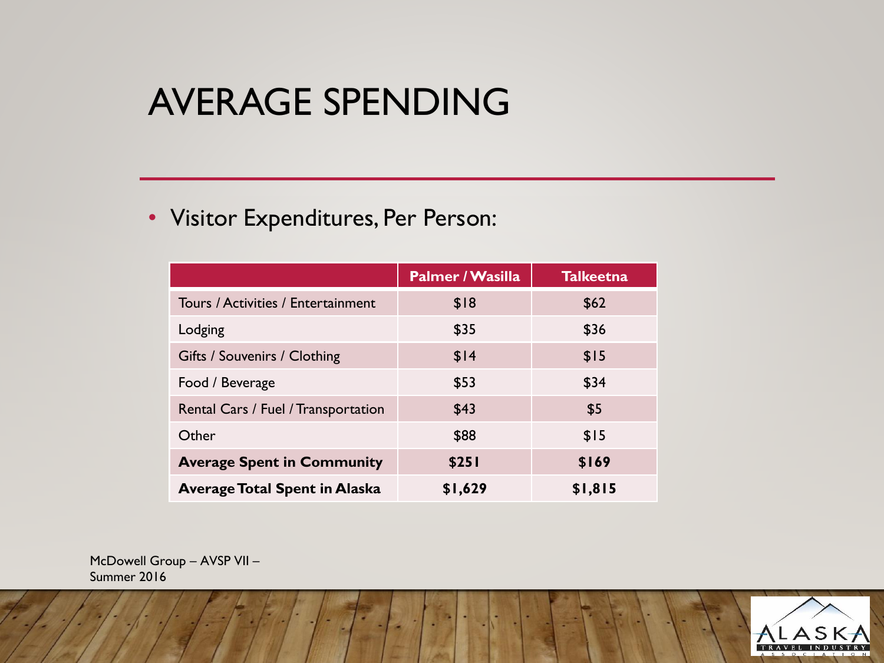# AVERAGE SPENDING

- Visitor Expenditures, Per Person:

| | Palmer / Wasilla | Talkeetna |
|---|---|---|
| Tours / Activities / Entertainment | $18 | $62 |
| Lodging | $35 | $36 |
| Gifts / Souvenirs / Clothing | $14 | $15 |
| Food / Beverage | $53 | $34 |
| Rental Cars / Fuel / Transportation | $43 | $5 |
| Other | $88 | $15 |
| **Average Spent in Community** | **$251** | **$169** |
| **Average Total Spent in Alaska** | **$1,629** | **$1,815** |

McDowell Group – AVSP VII – Summer 2016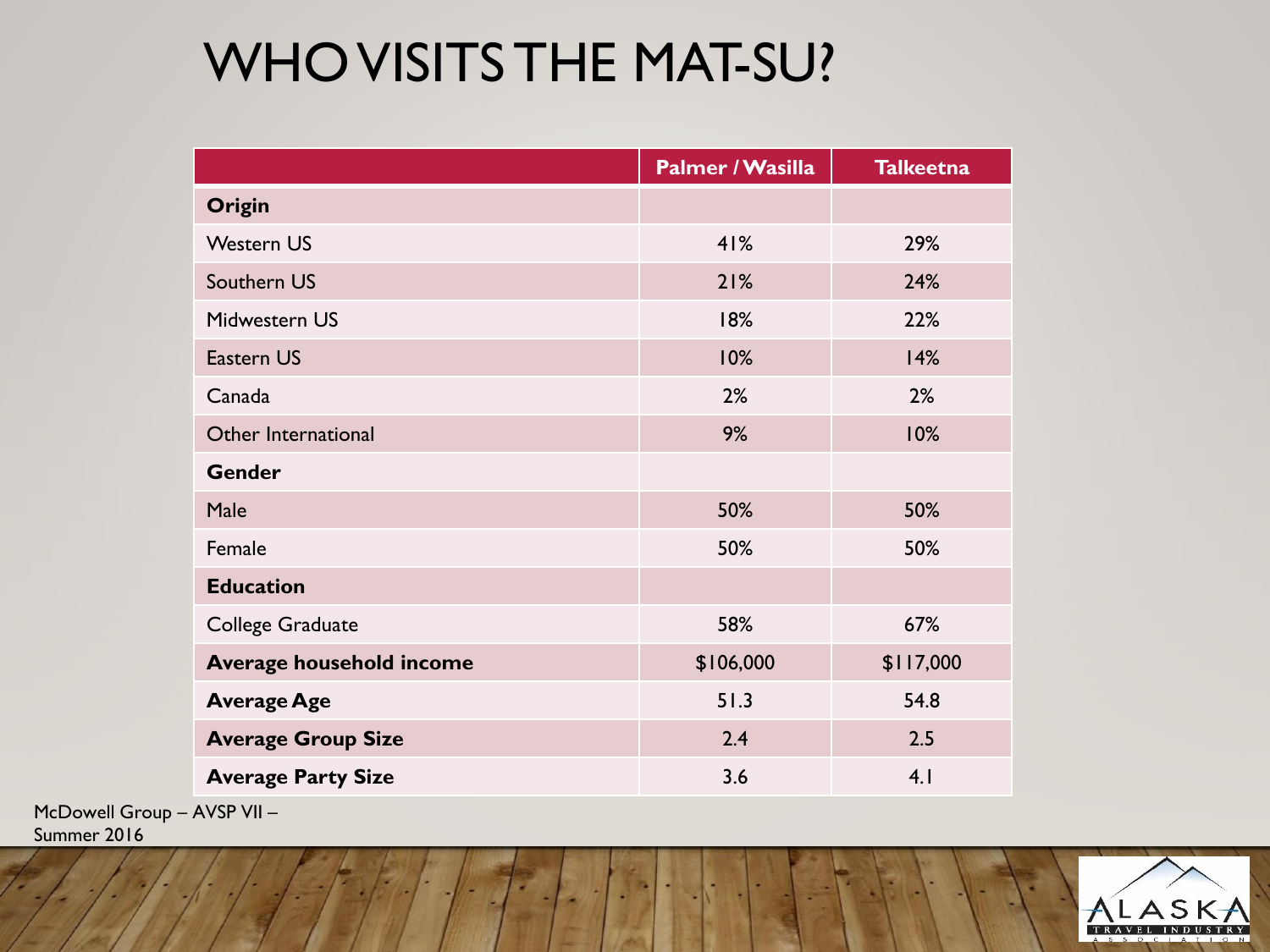# WHO VISITS THE MAT-SU?

| | Palmer / Wasilla | Talkeetna |
|---|---|---|
| **Origin** | | |
| Western US | 41% | 29% |
| Southern US | 21% | 24% |
| Midwestern US | 18% | 22% |
| Eastern US | 10% | 14% |
| Canada | 2% | 2% |
| Other International | 9% | 10% |
| **Gender** | | |
| Male | 50% | 50% |
| Female | 50% | 50% |
| **Education** | | |
| College Graduate | 58% | 67% |
| **Average household income** | $106,000 | $117,000 |
| **Average Age** | 51.3 | 54.8 |
| **Average Group Size** | 2.4 | 2.5 |
| **Average Party Size** | 3.6 | 4.1 |

McDowell Group – AVSP VII – Summer 2016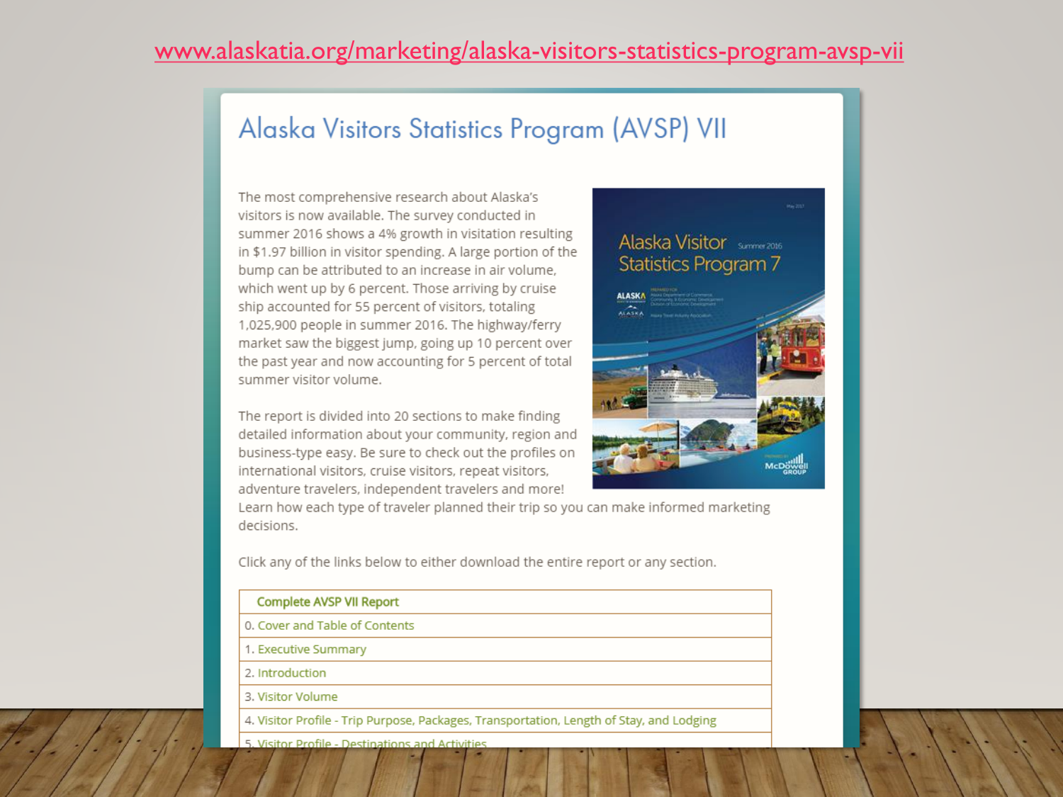www.alaskatia.org/marketing/alaska-visitors-statistics-program-avsp-vii

# Alaska Visitors Statistics Program (AVSP) VII

The most comprehensive research about Alaska's visitors is now available. The survey conducted in summer 2016 shows a 4% growth in visitation resulting in $1.97 billion in visitor spending. A large portion of the bump can be attributed to an increase in air volume, which went up by 6 percent. Those arriving by cruise ship accounted for 55 percent of visitors, totaling 1,025,900 people in summer 2016. The highway/ferry market saw the biggest jump, going up 10 percent over the past year and now accounting for 5 percent of total summer visitor volume.

The report is divided into 20 sections to make finding detailed information about your community, region and business-type easy. Be sure to check out the profiles on international visitors, cruise visitors, repeat visitors, adventure travelers, independent travelers and more! Learn how each type of traveler planned their trip so you can make informed marketing decisions.

Click any of the links below to either download the entire report or any section.

| Complete AVSP VII Report |
|---|
| 0. Cover and Table of Contents |
| 1. Executive Summary |
| 2. Introduction |
| 3. Visitor Volume |
| 4. Visitor Profile - Trip Purpose, Packages, Transportation, Length of Stay, and Lodging |
| 5. Visitor Profile - Destinations and Activities |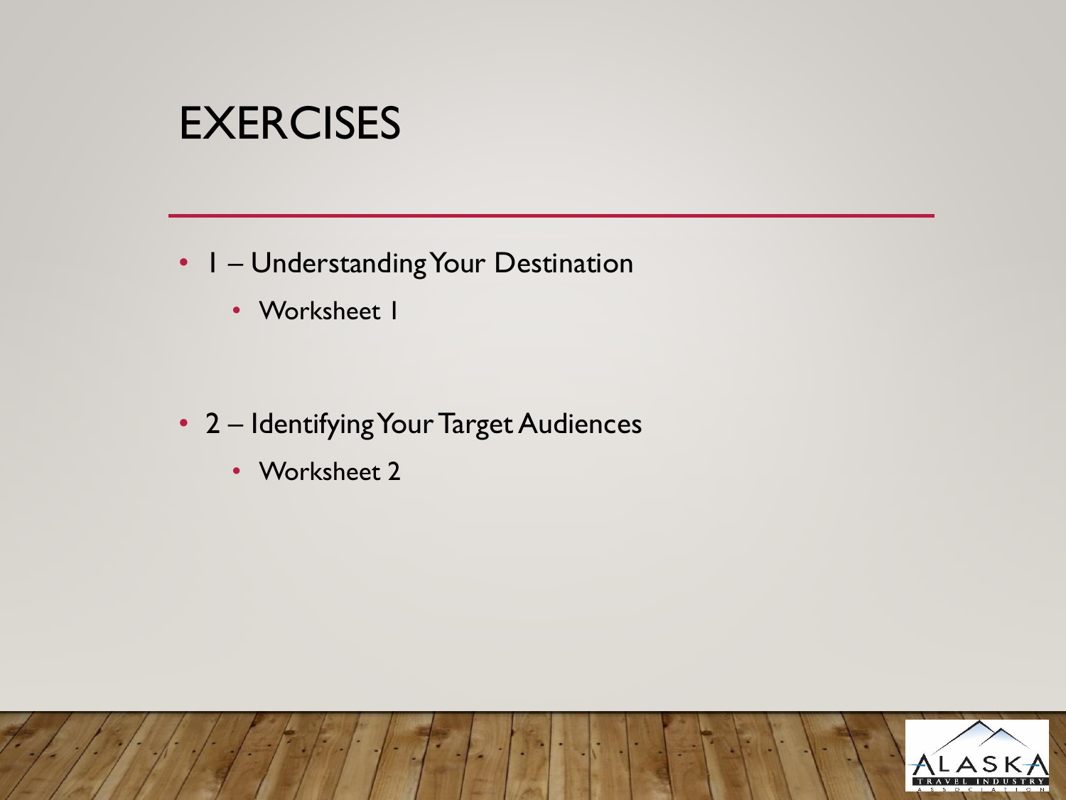# EXERCISES

- 1 – Understanding Your Destination
  - Worksheet 1
- 2 – Identifying Your Target Audiences
  - Worksheet 2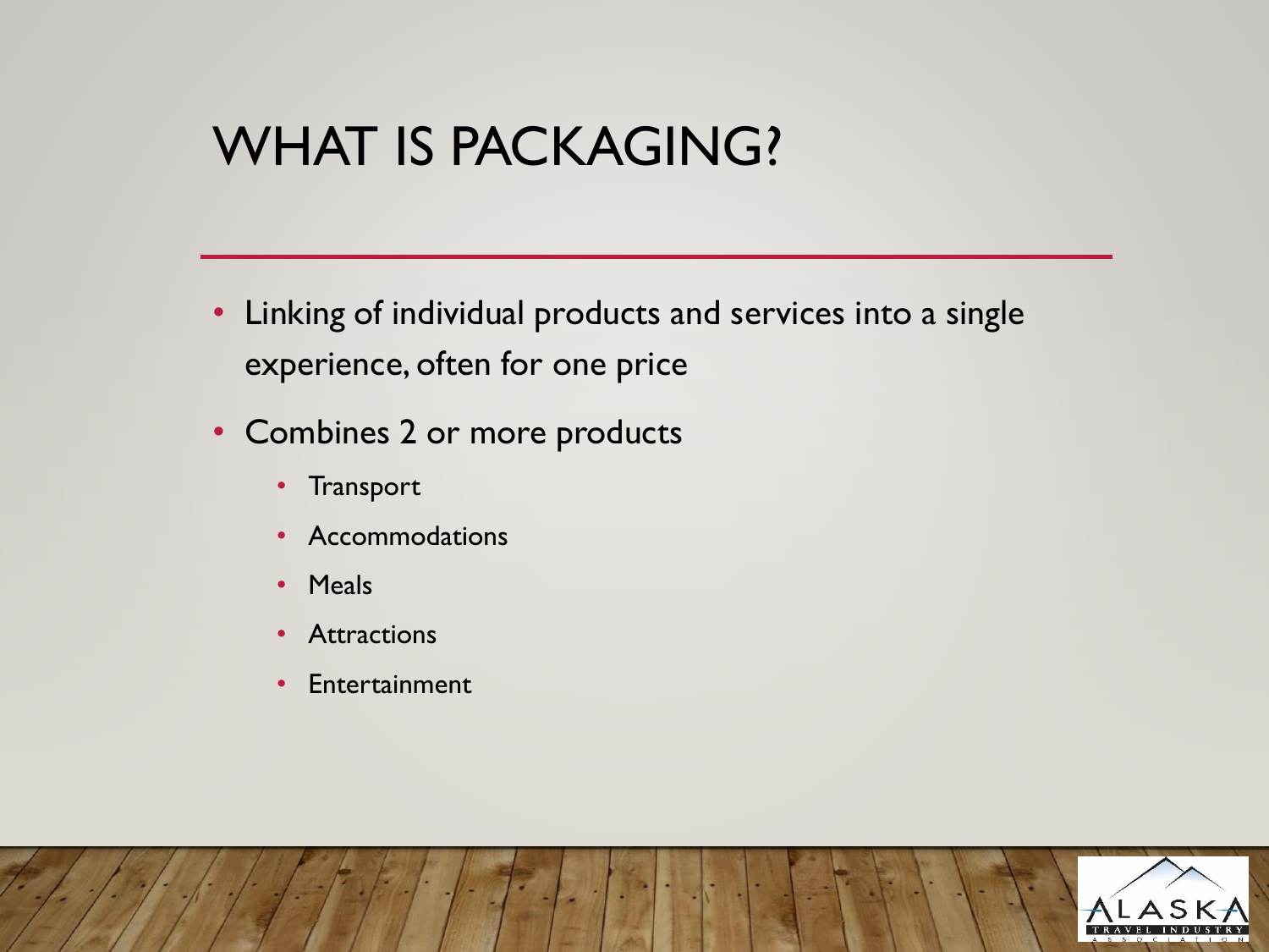# WHAT IS PACKAGING?

- Linking of individual products and services into a single experience, often for one price
- Combines 2 or more products
  - Transport
  - Accommodations
  - Meals
  - Attractions
  - Entertainment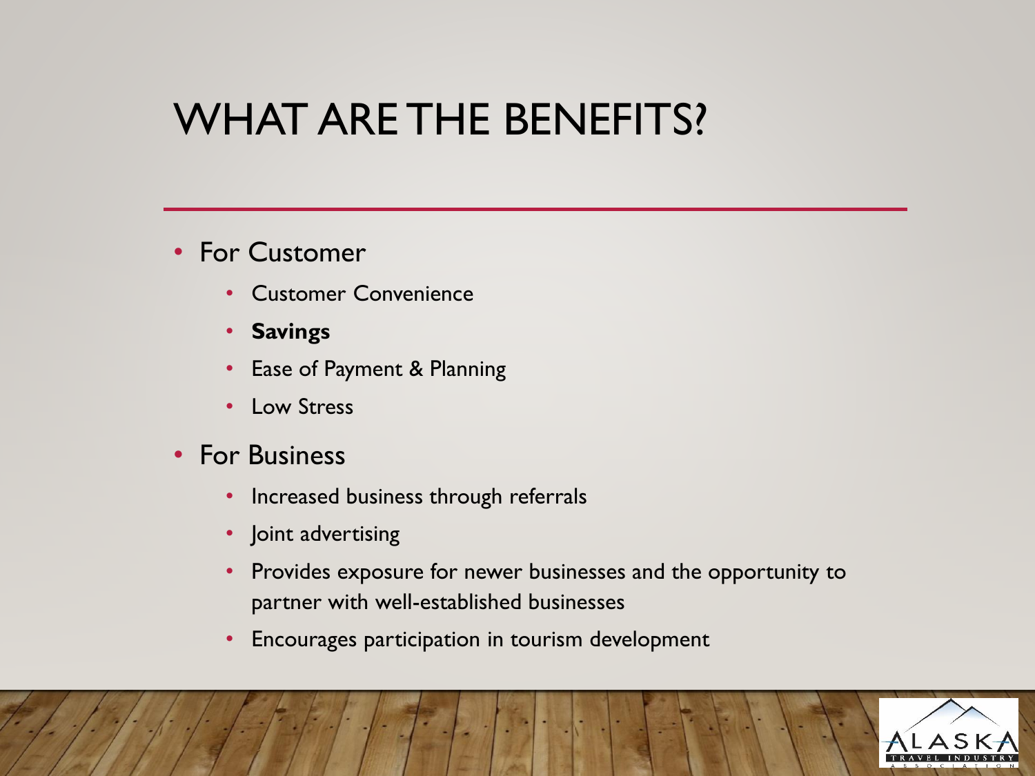# WHAT ARE THE BENEFITS?

- For Customer
  - Customer Convenience
  - **Savings**
  - Ease of Payment & Planning
  - Low Stress
- For Business
  - Increased business through referrals
  - Joint advertising
  - Provides exposure for newer businesses and the opportunity to partner with well-established businesses
  - Encourages participation in tourism development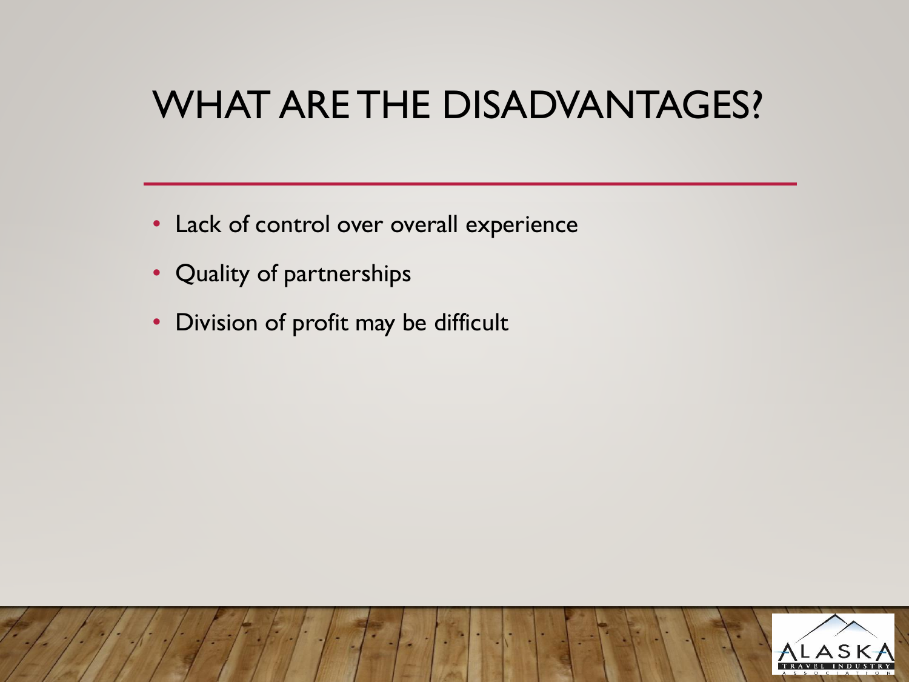# WHAT ARE THE DISADVANTAGES?

- Lack of control over overall experience
- Quality of partnerships
- Division of profit may be difficult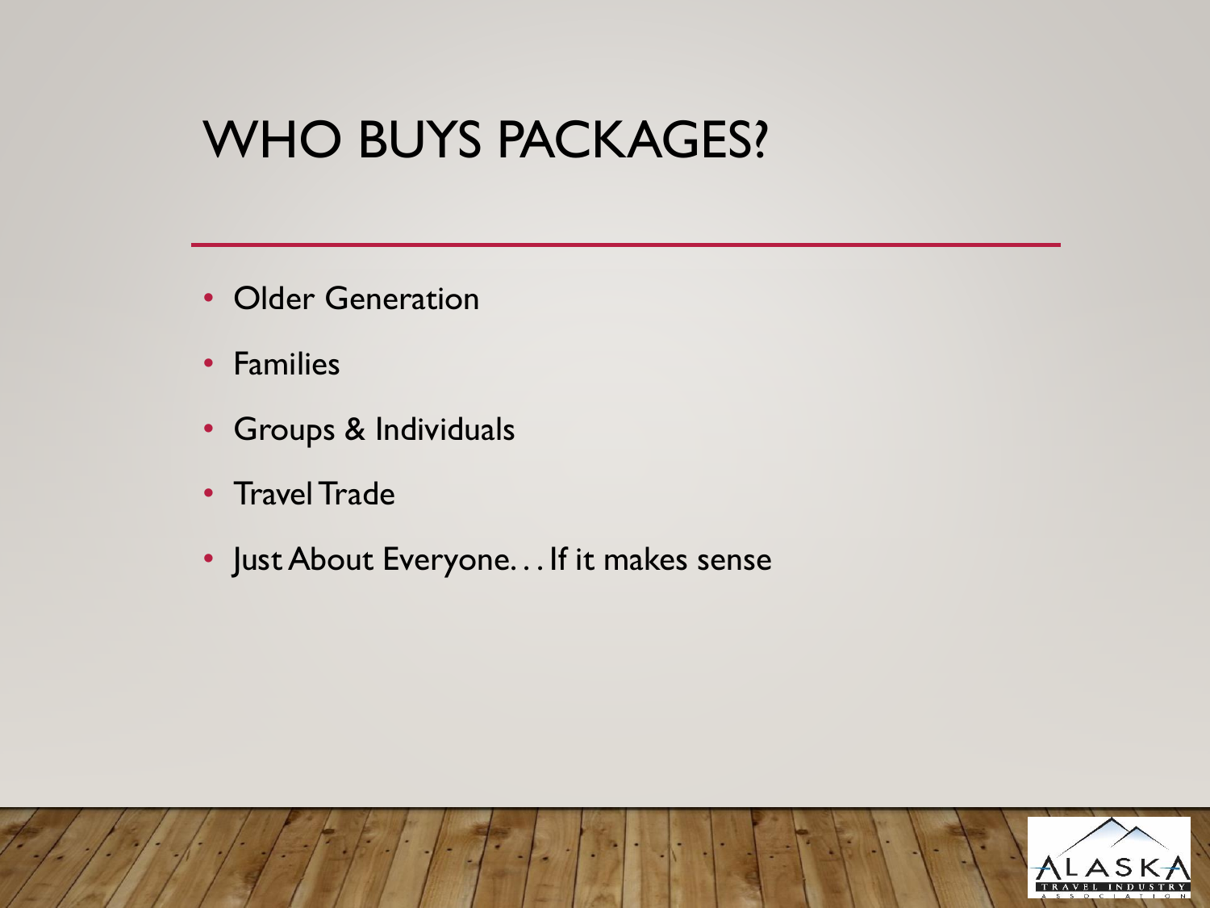# WHO BUYS PACKAGES?

- Older Generation
- Families
- Groups & Individuals
- Travel Trade
- Just About Everyone. . . If it makes sense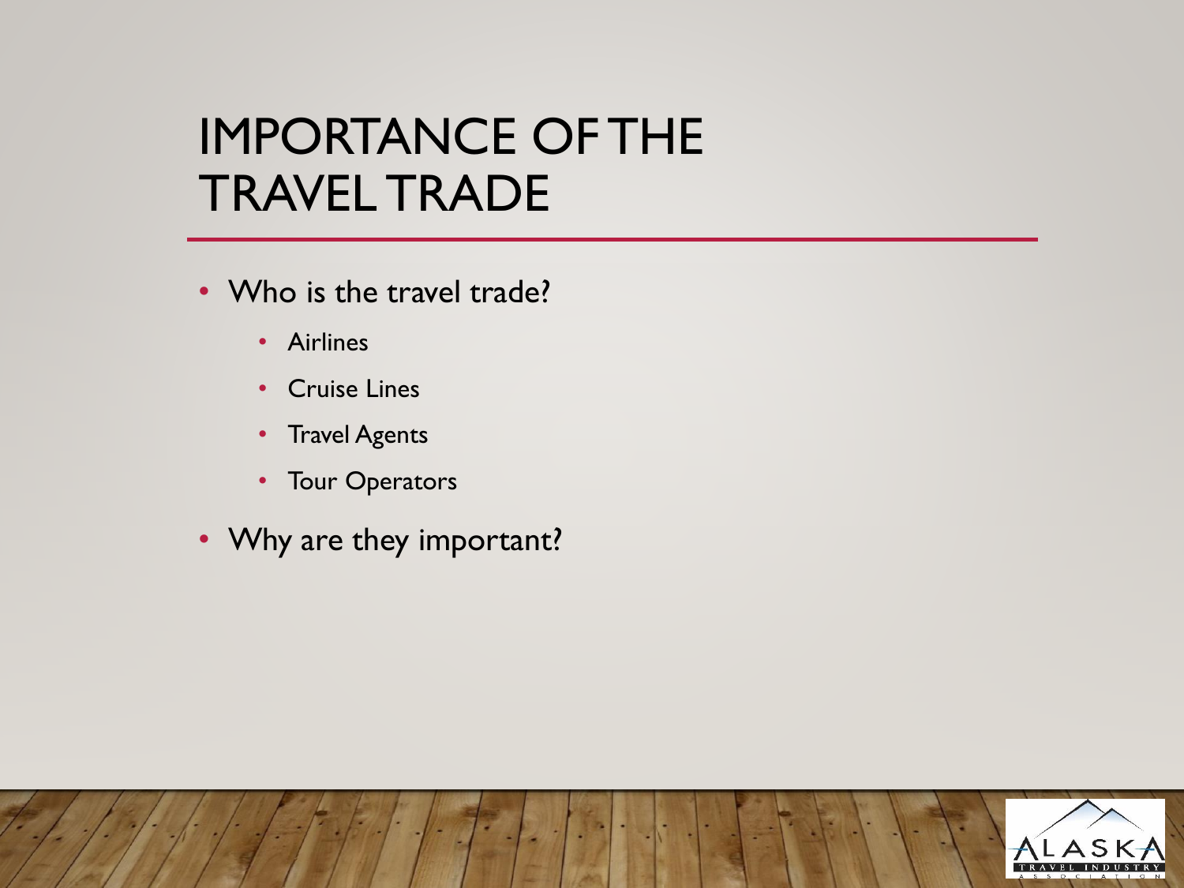# IMPORTANCE OF THE TRAVEL TRADE

- Who is the travel trade?
  - Airlines
  - Cruise Lines
  - Travel Agents
  - Tour Operators
- Why are they important?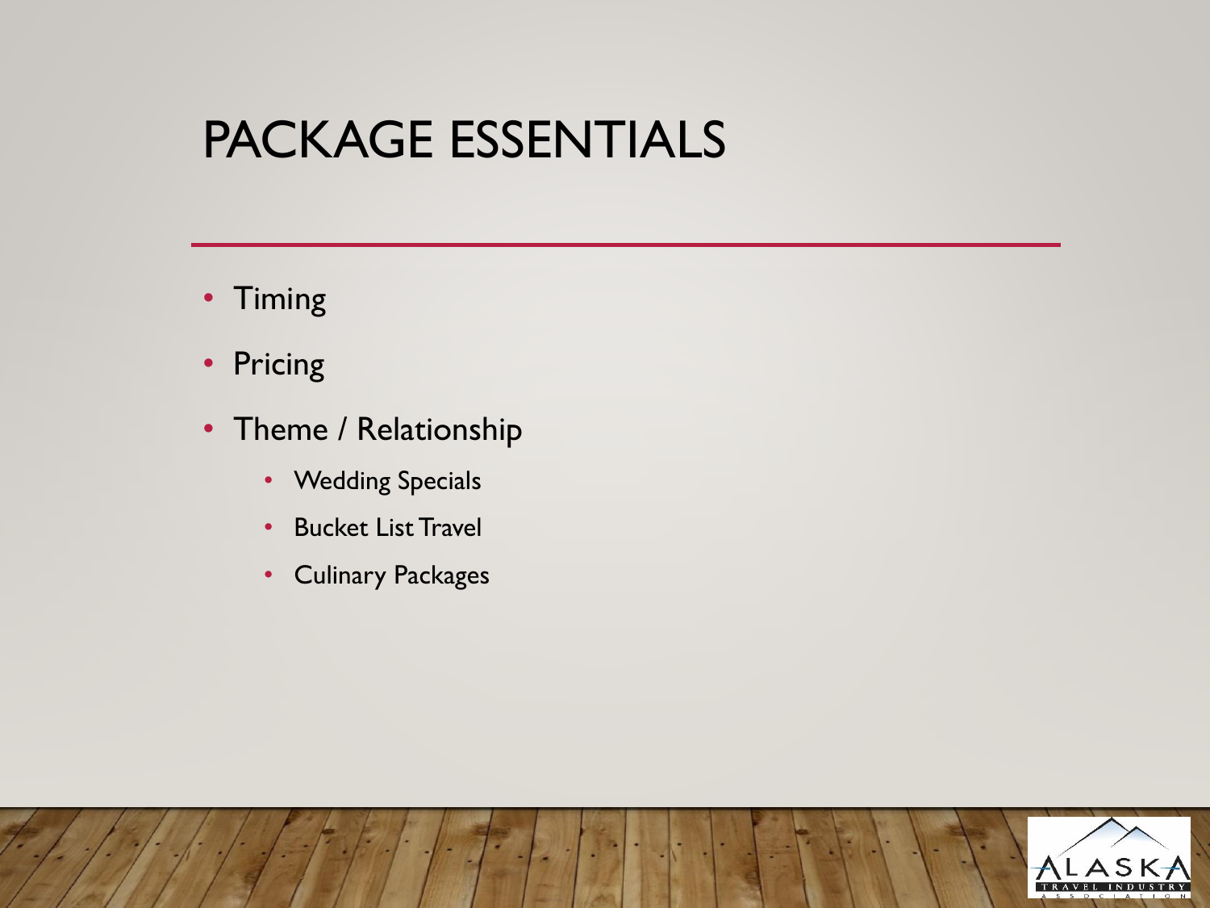# PACKAGE ESSENTIALS

- Timing
- Pricing
- Theme / Relationship
    - Wedding Specials
    - Bucket List Travel
    - Culinary Packages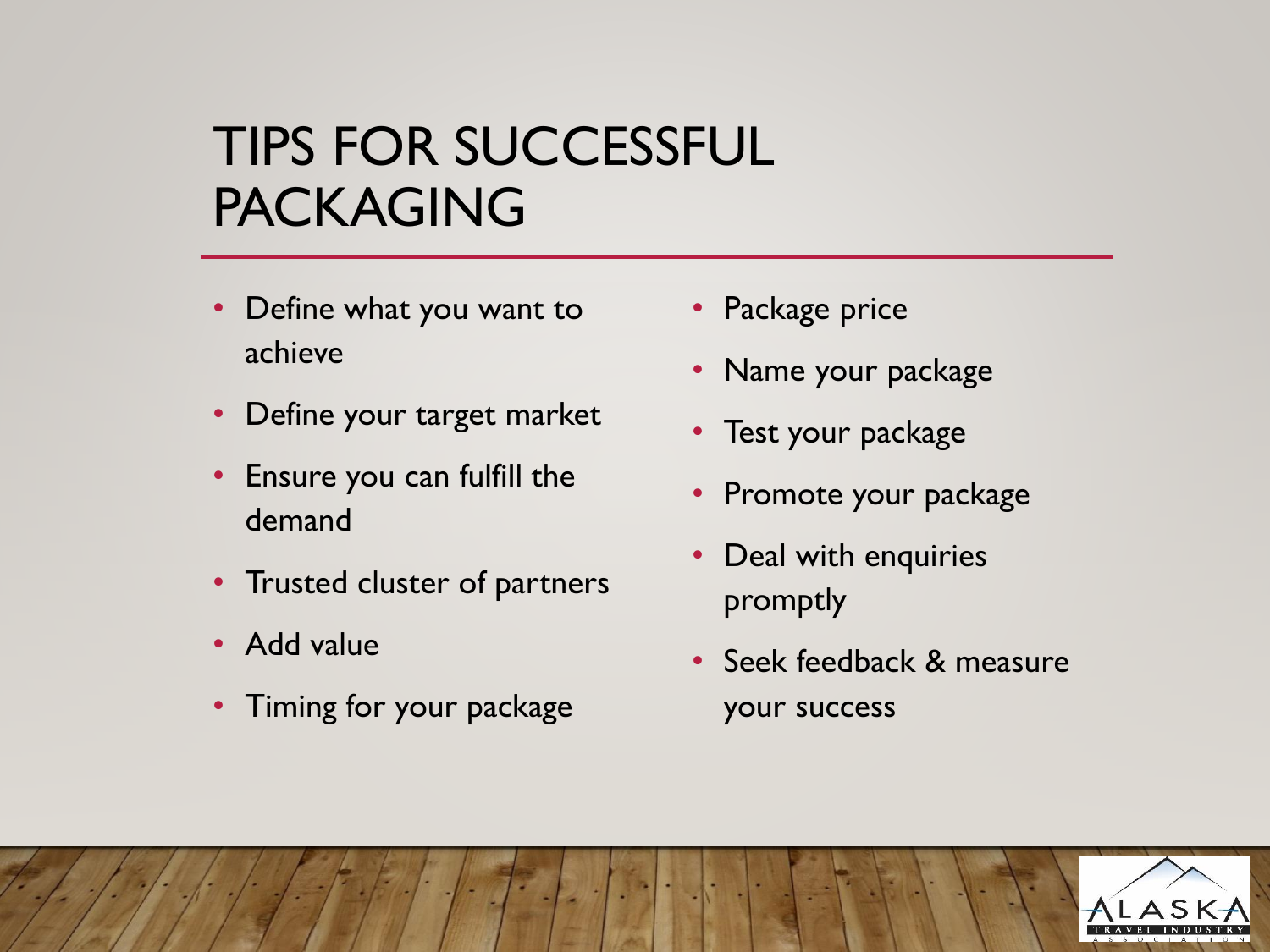# TIPS FOR SUCCESSFUL PACKAGING

- Define what you want to achieve
- Define your target market
- Ensure you can fulfill the demand
- Trusted cluster of partners
- Add value
- Timing for your package
- Package price
- Name your package
- Test your package
- Promote your package
- Deal with enquiries promptly
- Seek feedback & measure your success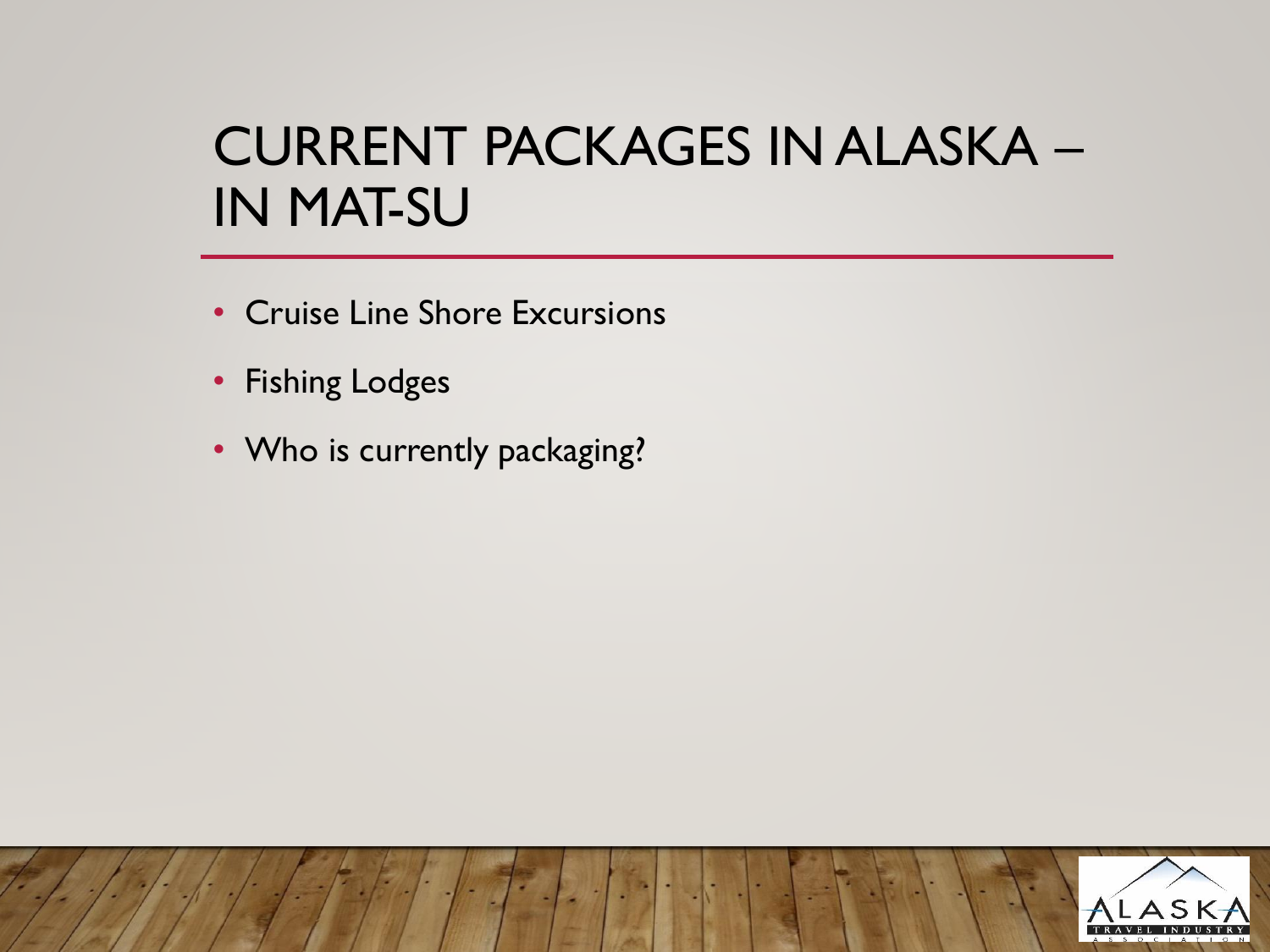# CURRENT PACKAGES IN ALASKA – IN MAT-SU

- Cruise Line Shore Excursions
- Fishing Lodges
- Who is currently packaging?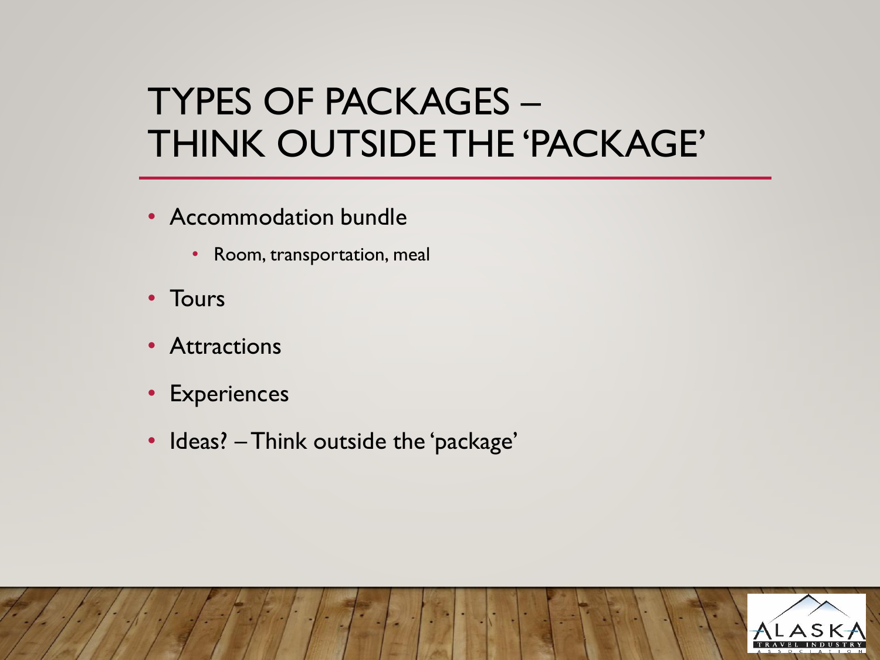# TYPES OF PACKAGES – THINK OUTSIDE THE 'PACKAGE'

- Accommodation bundle
  - Room, transportation, meal
- Tours
- Attractions
- Experiences
- Ideas? – Think outside the 'package'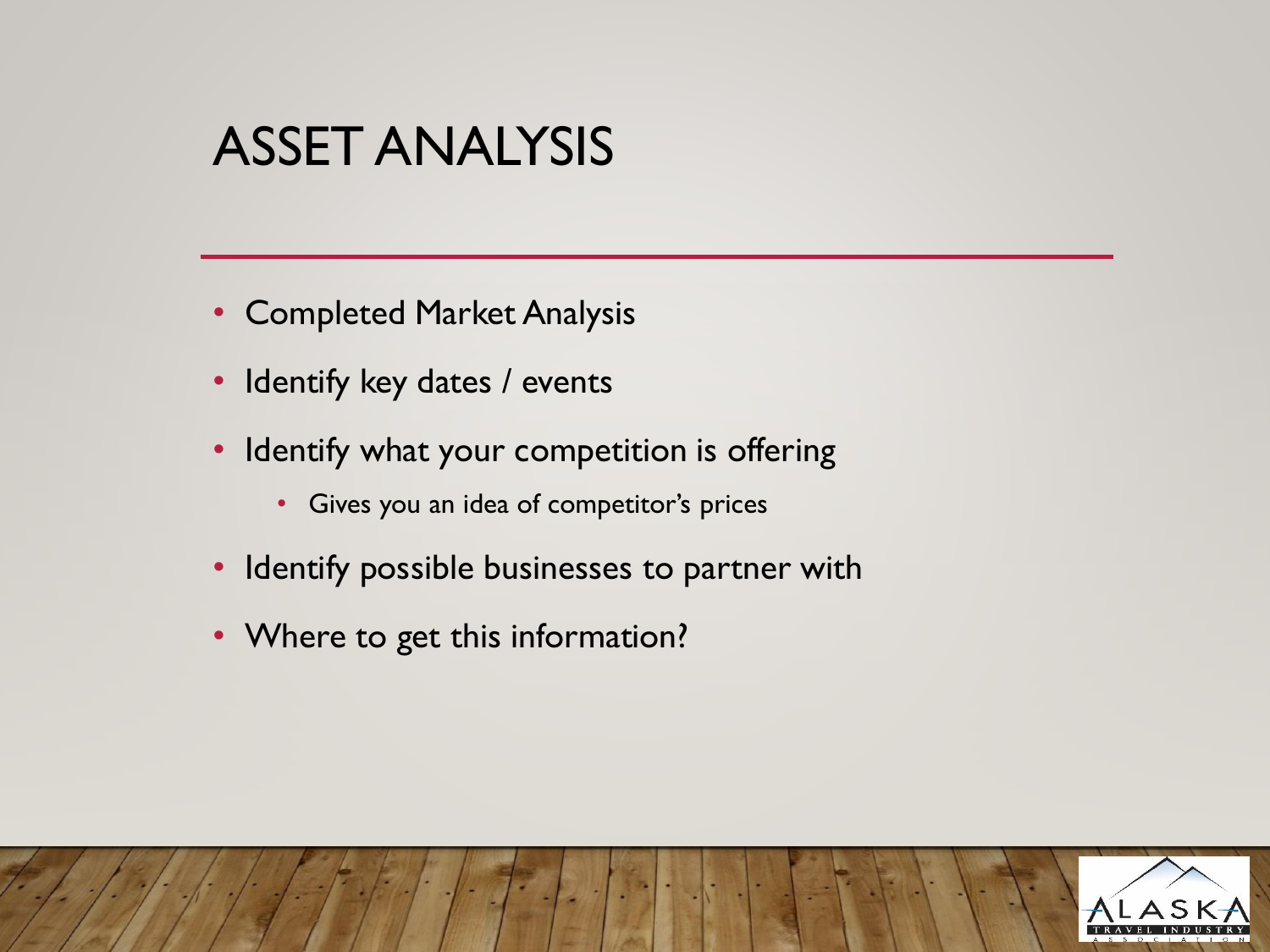# ASSET ANALYSIS

- Completed Market Analysis
- Identify key dates / events
- Identify what your competition is offering
  - Gives you an idea of competitor's prices
- Identify possible businesses to partner with
- Where to get this information?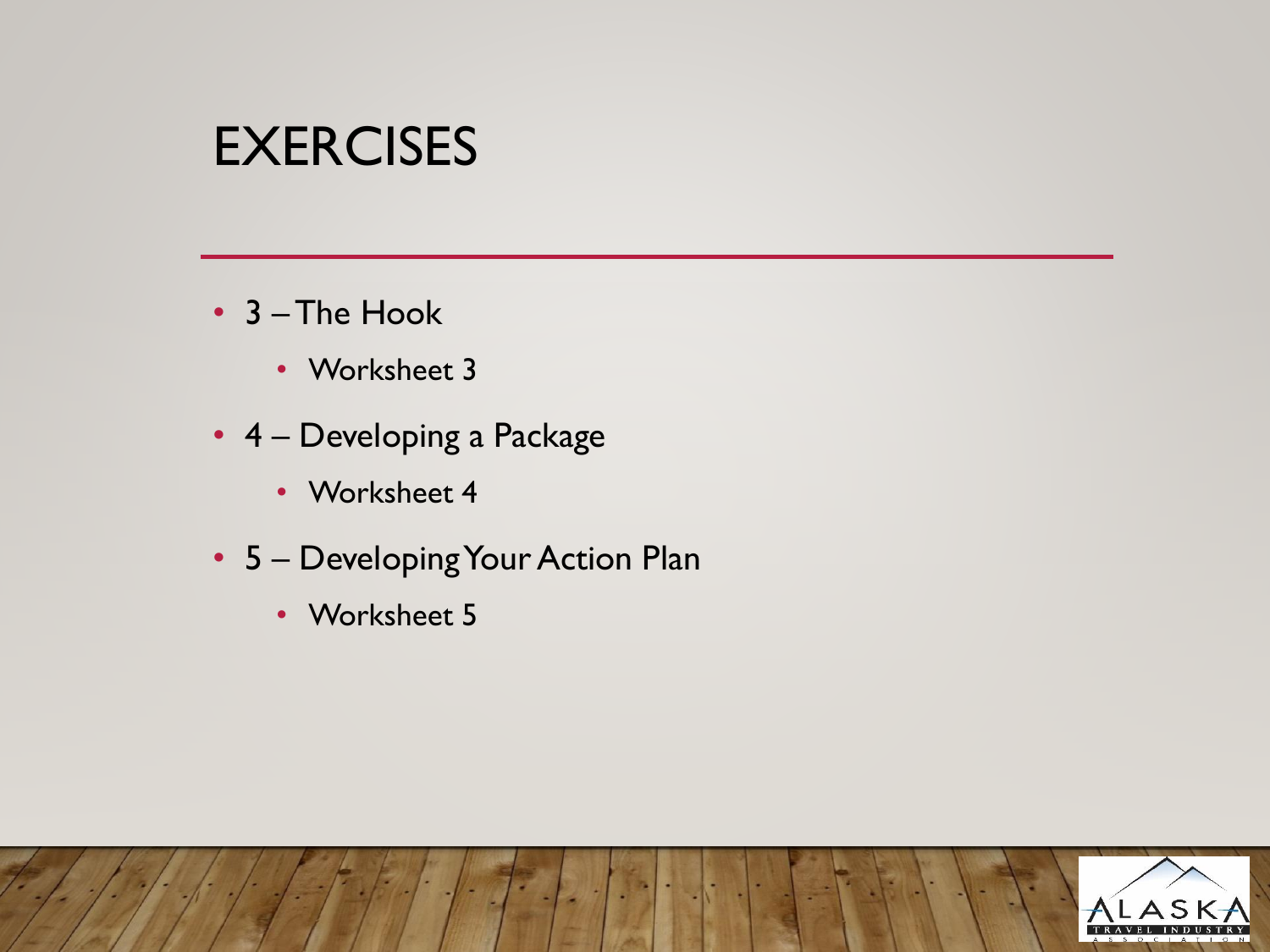# EXERCISES

- 3 – The Hook
  - Worksheet 3
- 4 – Developing a Package
  - Worksheet 4
- 5 – Developing Your Action Plan
  - Worksheet 5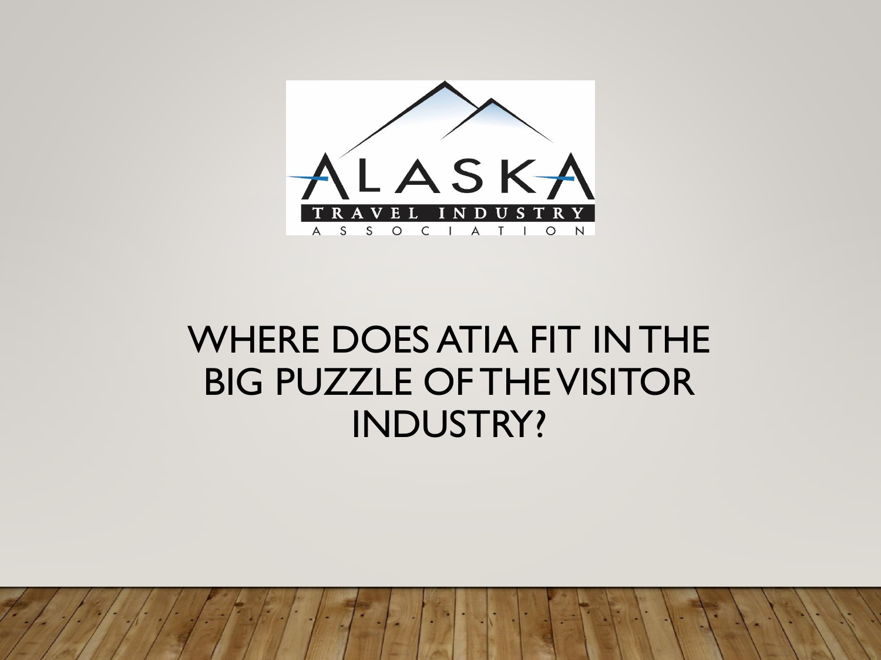# WHERE DOES ATIA FIT IN THE BIG PUZZLE OF THE VISITOR INDUSTRY?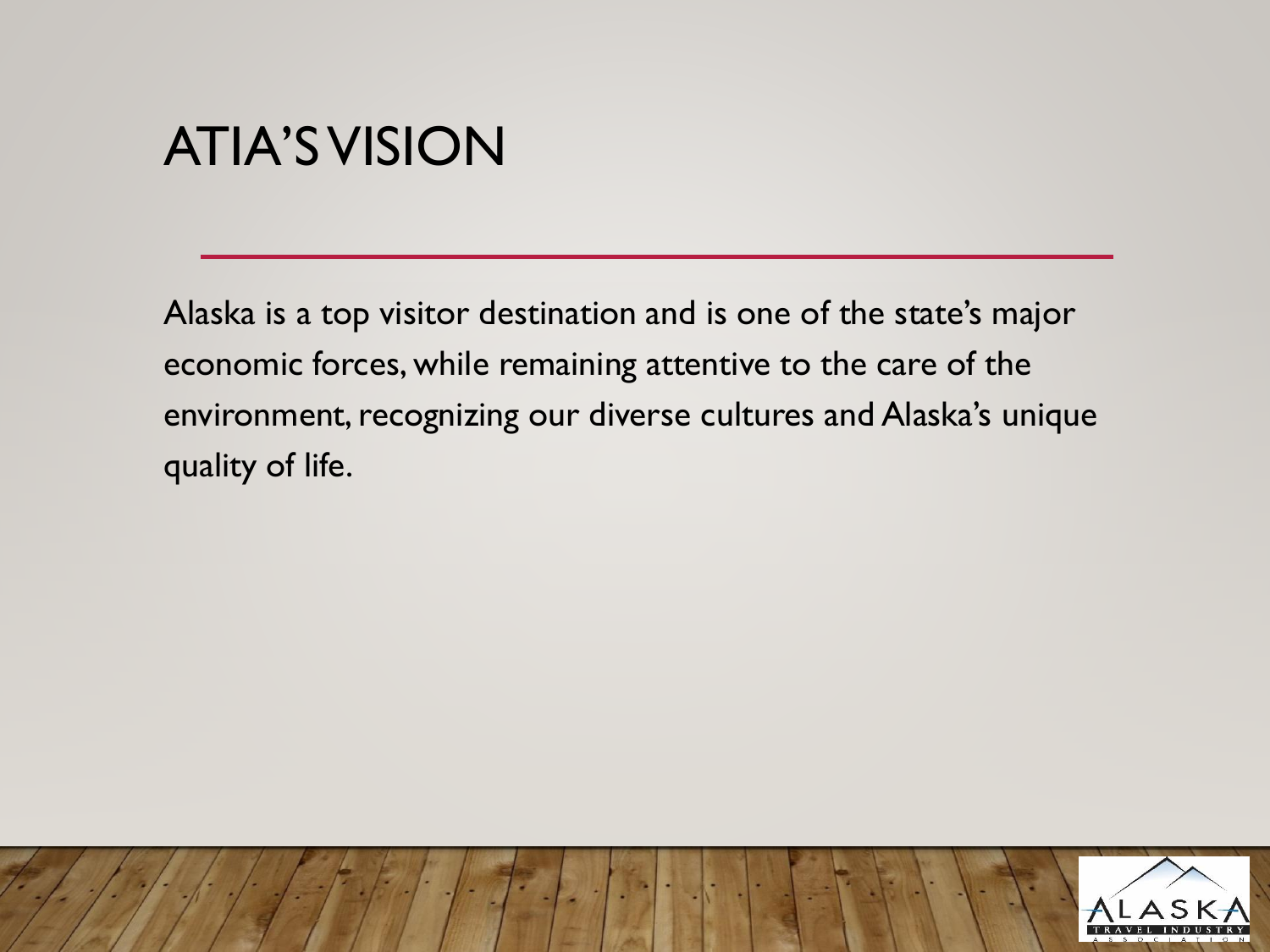# ATIA'S VISION

Alaska is a top visitor destination and is one of the state's major economic forces, while remaining attentive to the care of the environment, recognizing our diverse cultures and Alaska's unique quality of life.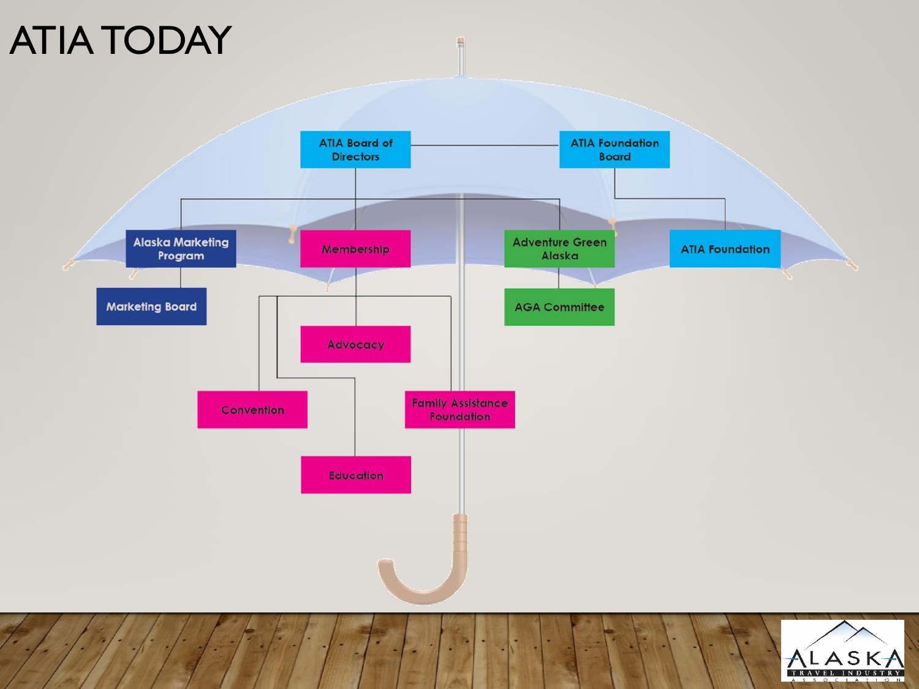# ATIA TODAY

- ATIA Board of Directors
  - Alaska Marketing Program
    - Marketing Board
  - Membership
    - Advocacy
    - Convention
    - Education
    - Family Assistance Foundation
  - Adventure Green Alaska
    - AGA Committee
- ATIA Foundation Board
  - ATIA Foundation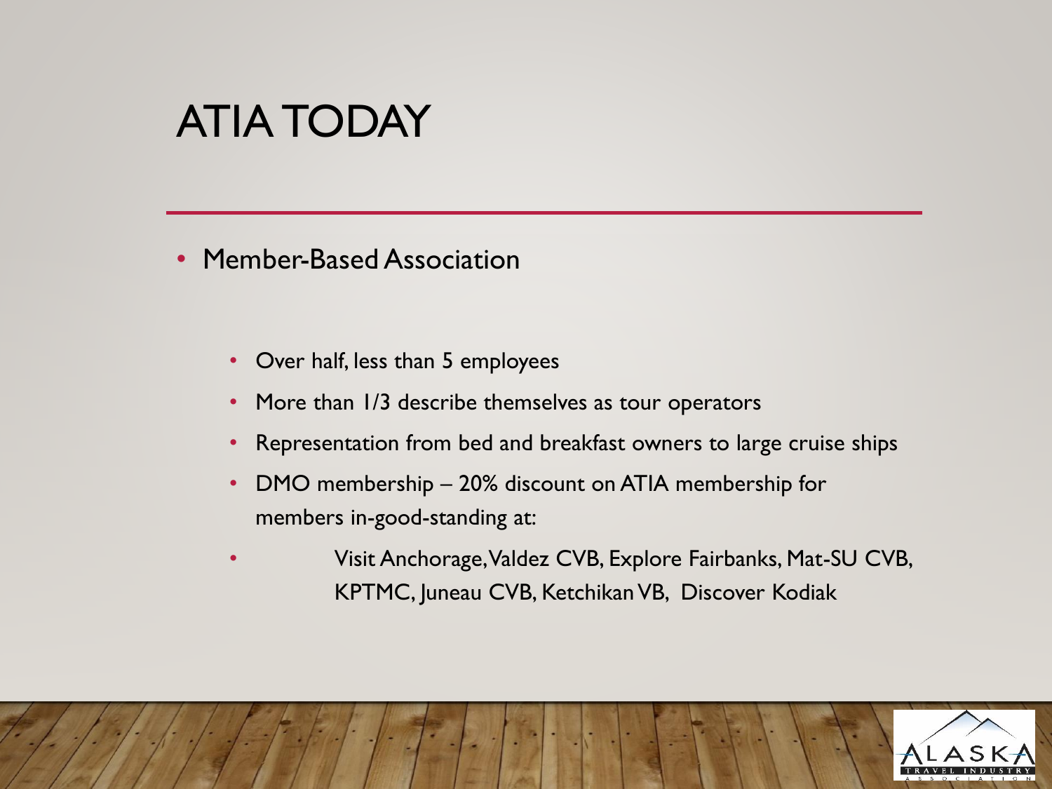# ATIA TODAY

- Member-Based Association
  - Over half, less than 5 employees
  - More than 1/3 describe themselves as tour operators
  - Representation from bed and breakfast owners to large cruise ships
  - DMO membership – 20% discount on ATIA membership for members in-good-standing at:
  - Visit Anchorage, Valdez CVB, Explore Fairbanks, Mat-SU CVB, KPTMC, Juneau CVB, Ketchikan VB, Discover Kodiak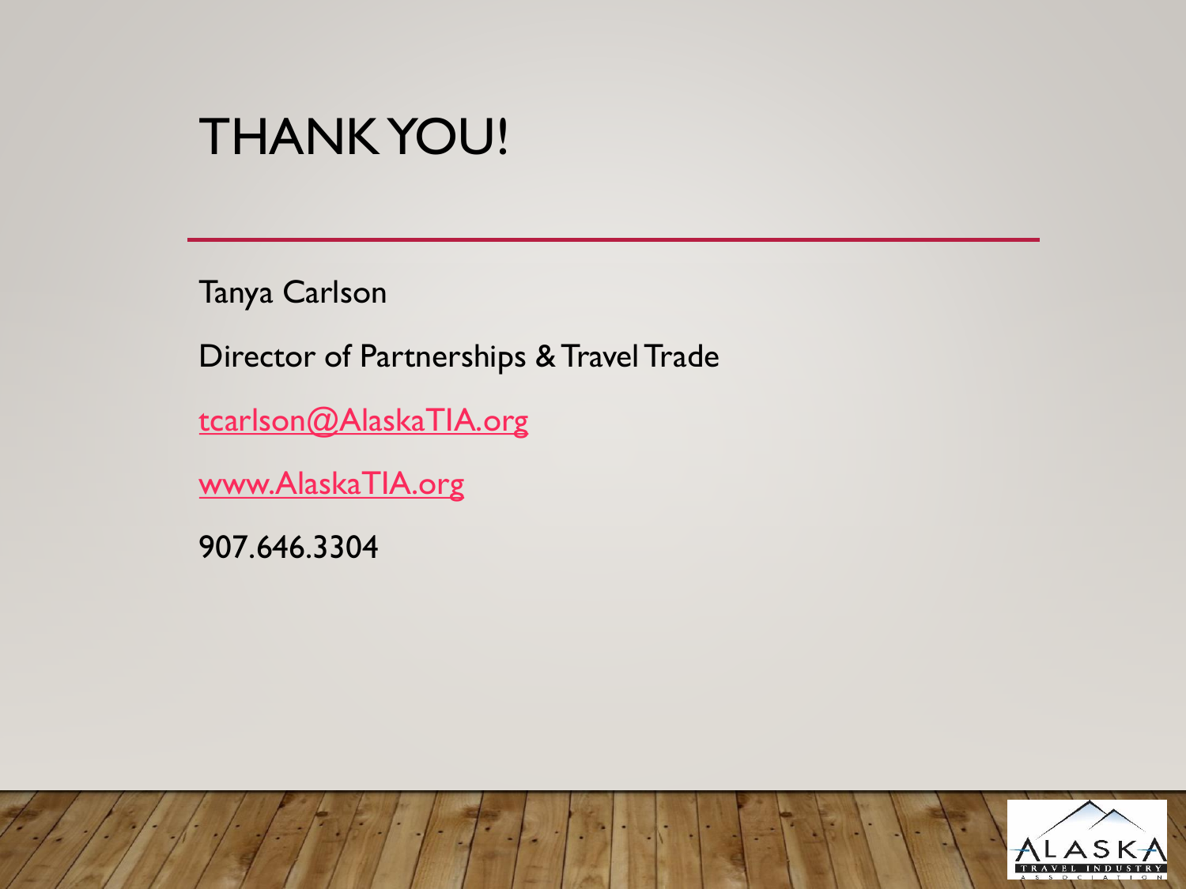# THANK YOU!

Tanya Carlson

Director of Partnerships & Travel Trade

tcarlson@AlaskaTIA.org

www.AlaskaTIA.org

907.646.3304